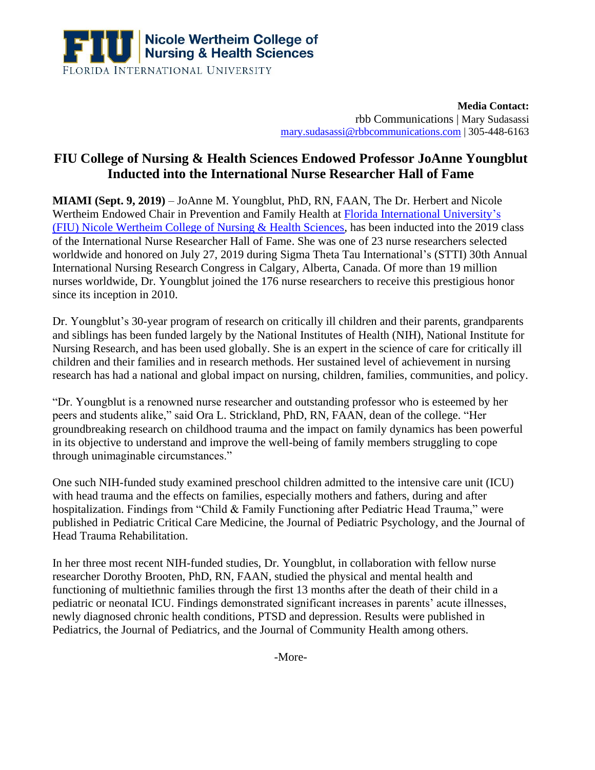FIU | Nicole Wertheim College of Nursing & Health Sciences
FLORIDA INTERNATIONAL UNIVERSITY

**Media Contact:**
rbb Communications | Mary Sudasassi
mary.sudasassi@rbbcommunications.com | 305-448-6163

# FIU College of Nursing & Health Sciences Endowed Professor JoAnne Youngblut Inducted into the International Nurse Researcher Hall of Fame

**MIAMI (Sept. 9, 2019)** – JoAnne M. Youngblut, PhD, RN, FAAN, The Dr. Herbert and Nicole Wertheim Endowed Chair in Prevention and Family Health at [Florida International University's (FIU) Nicole Wertheim College of Nursing & Health Sciences](), has been inducted into the 2019 class of the International Nurse Researcher Hall of Fame. She was one of 23 nurse researchers selected worldwide and honored on July 27, 2019 during Sigma Theta Tau International's (STTI) 30th Annual International Nursing Research Congress in Calgary, Alberta, Canada. Of more than 19 million nurses worldwide, Dr. Youngblut joined the 176 nurse researchers to receive this prestigious honor since its inception in 2010.

Dr. Youngblut's 30-year program of research on critically ill children and their parents, grandparents and siblings has been funded largely by the National Institutes of Health (NIH), National Institute for Nursing Research, and has been used globally. She is an expert in the science of care for critically ill children and their families and in research methods. Her sustained level of achievement in nursing research has had a national and global impact on nursing, children, families, communities, and policy.

"Dr. Youngblut is a renowned nurse researcher and outstanding professor who is esteemed by her peers and students alike," said Ora L. Strickland, PhD, RN, FAAN, dean of the college. "Her groundbreaking research on childhood trauma and the impact on family dynamics has been powerful in its objective to understand and improve the well-being of family members struggling to cope through unimaginable circumstances."

One such NIH-funded study examined preschool children admitted to the intensive care unit (ICU) with head trauma and the effects on families, especially mothers and fathers, during and after hospitalization. Findings from "Child & Family Functioning after Pediatric Head Trauma," were published in Pediatric Critical Care Medicine, the Journal of Pediatric Psychology, and the Journal of Head Trauma Rehabilitation.

In her three most recent NIH-funded studies, Dr. Youngblut, in collaboration with fellow nurse researcher Dorothy Brooten, PhD, RN, FAAN, studied the physical and mental health and functioning of multiethnic families through the first 13 months after the death of their child in a pediatric or neonatal ICU. Findings demonstrated significant increases in parents' acute illnesses, newly diagnosed chronic health conditions, PTSD and depression. Results were published in Pediatrics, the Journal of Pediatrics, and the Journal of Community Health among others.

-More-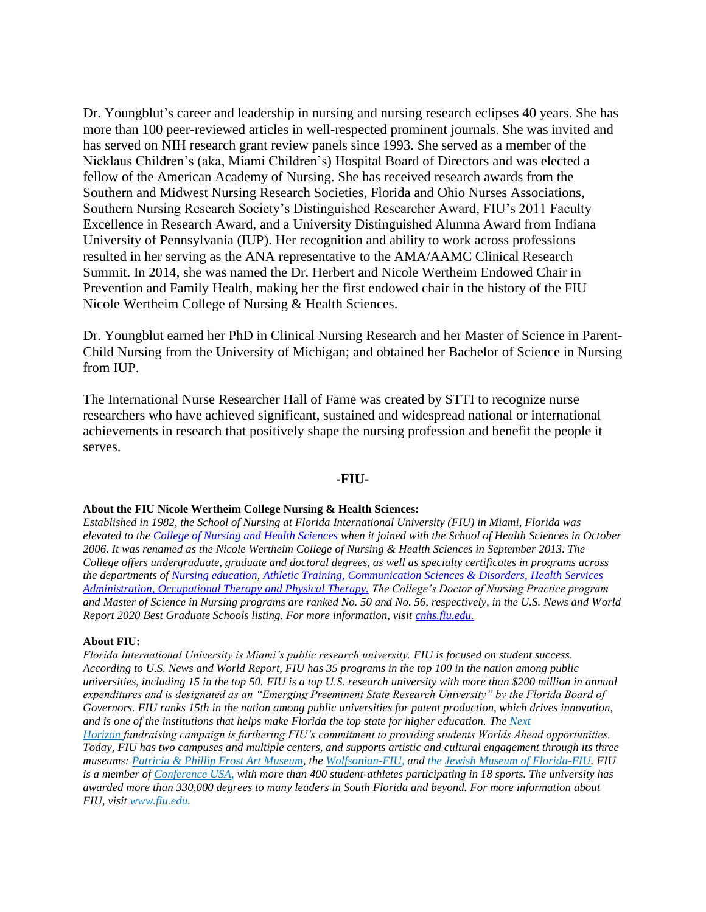Dr. Youngblut's career and leadership in nursing and nursing research eclipses 40 years. She has more than 100 peer-reviewed articles in well-respected prominent journals. She was invited and has served on NIH research grant review panels since 1993. She served as a member of the Nicklaus Children's (aka, Miami Children's) Hospital Board of Directors and was elected a fellow of the American Academy of Nursing. She has received research awards from the Southern and Midwest Nursing Research Societies, Florida and Ohio Nurses Associations, Southern Nursing Research Society's Distinguished Researcher Award, FIU's 2011 Faculty Excellence in Research Award, and a University Distinguished Alumna Award from Indiana University of Pennsylvania (IUP). Her recognition and ability to work across professions resulted in her serving as the ANA representative to the AMA/AAMC Clinical Research Summit. In 2014, she was named the Dr. Herbert and Nicole Wertheim Endowed Chair in Prevention and Family Health, making her the first endowed chair in the history of the FIU Nicole Wertheim College of Nursing & Health Sciences.

Dr. Youngblut earned her PhD in Clinical Nursing Research and her Master of Science in Parent-Child Nursing from the University of Michigan; and obtained her Bachelor of Science in Nursing from IUP.

The International Nurse Researcher Hall of Fame was created by STTI to recognize nurse researchers who have achieved significant, sustained and widespread national or international achievements in research that positively shape the nursing profession and benefit the people it serves.

**-FIU-**

**About the FIU Nicole Wertheim College Nursing & Health Sciences:**

*Established in 1982, the School of Nursing at Florida International University (FIU) in Miami, Florida was elevated to the College of Nursing and Health Sciences when it joined with the School of Health Sciences in October 2006. It was renamed as the Nicole Wertheim College of Nursing & Health Sciences in September 2013. The College offers undergraduate, graduate and doctoral degrees, as well as specialty certificates in programs across the departments of Nursing education, Athletic Training, Communication Sciences & Disorders, Health Services Administration, Occupational Therapy and Physical Therapy. The College's Doctor of Nursing Practice program and Master of Science in Nursing programs are ranked No. 50 and No. 56, respectively, in the U.S. News and World Report 2020 Best Graduate Schools listing. For more information, visit cnhs.fiu.edu.*

**About FIU:**

*Florida International University is Miami's public research university. FIU is focused on student success. According to U.S. News and World Report, FIU has 35 programs in the top 100 in the nation among public universities, including 15 in the top 50. FIU is a top U.S. research university with more than $200 million in annual expenditures and is designated as an "Emerging Preeminent State Research University" by the Florida Board of Governors. FIU ranks 15th in the nation among public universities for patent production, which drives innovation, and is one of the institutions that helps make Florida the top state for higher education. The Next Horizon fundraising campaign is furthering FIU's commitment to providing students Worlds Ahead opportunities. Today, FIU has two campuses and multiple centers, and supports artistic and cultural engagement through its three museums: Patricia & Phillip Frost Art Museum, the Wolfsonian-FIU, and the Jewish Museum of Florida-FIU. FIU is a member of Conference USA, with more than 400 student-athletes participating in 18 sports. The university has awarded more than 330,000 degrees to many leaders in South Florida and beyond. For more information about FIU, visit www.fiu.edu.*